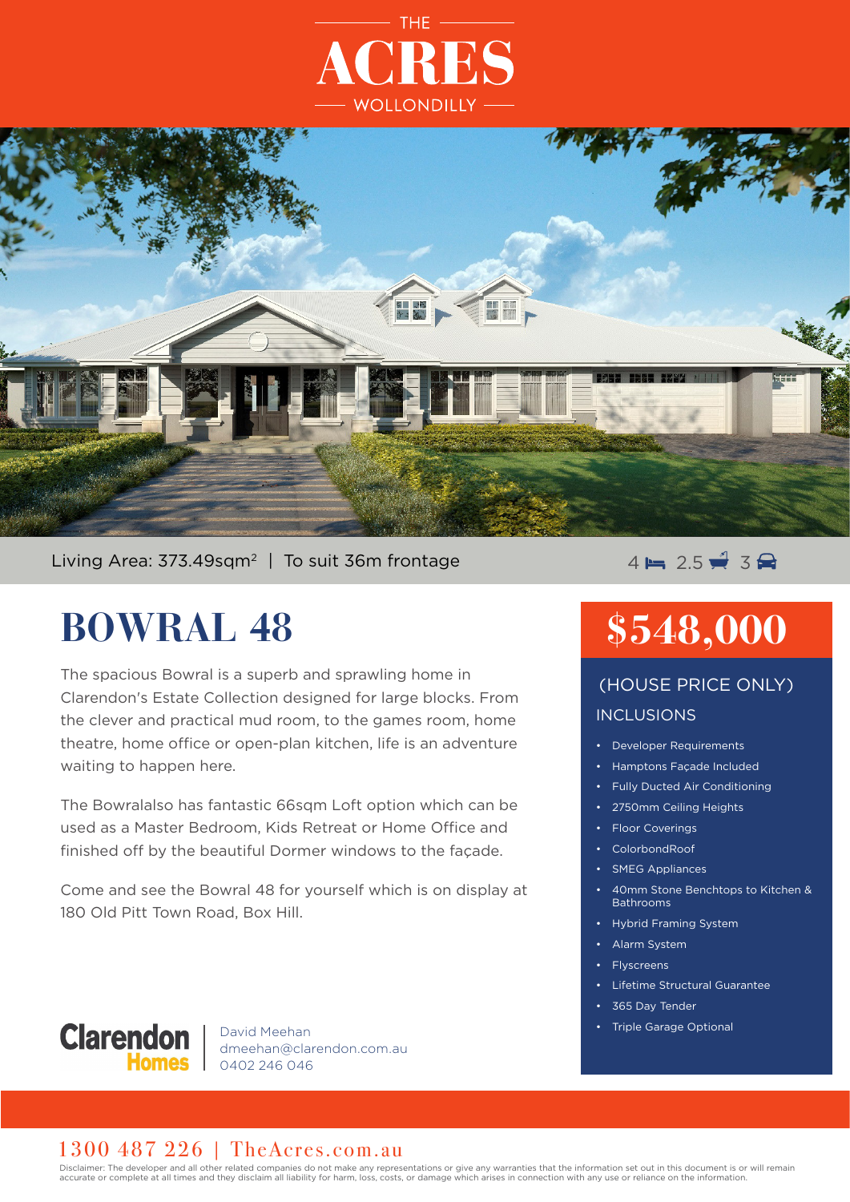THE

# ACRES

WOLLONDILLY

Living Area: 373.49sqm$^2$ | To suit 36m frontage

4 bed 2.5 bath 3 car

# BOWRAL 48

The spacious Bowral is a superb and sprawling home in Clarendon's Estate Collection designed for large blocks. From the clever and practical mud room, to the games room, home theatre, home office or open-plan kitchen, life is an adventure waiting to happen here.

The Bowralalso has fantastic 66sqm Loft option which can be used as a Master Bedroom, Kids Retreat or Home Office and finished off by the beautiful Dormer windows to the façade.

Come and see the Bowral 48 for yourself which is on display at 180 Old Pitt Town Road, Box Hill.

## $548,000

(HOUSE PRICE ONLY)

INCLUSIONS

- Developer Requirements
- Hamptons Façade Included
- Fully Ducted Air Conditioning
- 2750mm Ceiling Heights
- Floor Coverings
- ColorbondRoof
- SMEG Appliances
- 40mm Stone Benchtops to Kitchen & Bathrooms
- Hybrid Framing System
- Alarm System
- Flyscreens
- Lifetime Structural Guarantee
- 365 Day Tender
- Triple Garage Optional

Clarendon Homes

David Meehan
dmeehan@clarendon.com.au
0402 246 046

1300 487 226 | TheAcres.com.au

Disclaimer: The developer and all other related companies do not make any representations or give any warranties that the information set out in this document is or will remain accurate or complete at all times and they disclaim all liability for harm, loss, costs, or damage which arises in connection with any use or reliance on the information.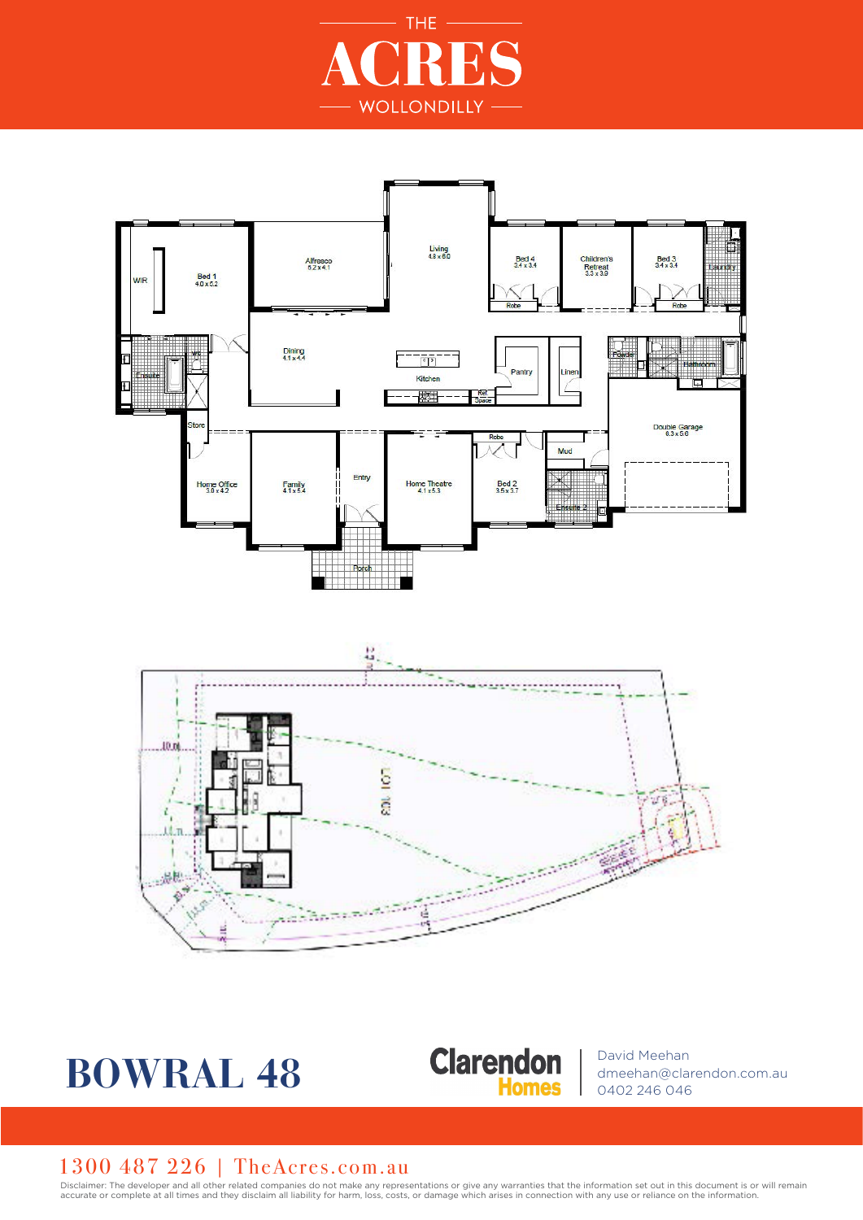THE

# ACRES

WOLLONDILLY

Living
4.8 x 6.0

Bed 1
4.0 x 5.2

WIR

Alfresco
6.2 x 4.1

Bed 4
3.4 x 3.4

Children's Retreat
3.3 x 3.9

Bed 3
3.4 x 3.4

Laundry

Robe

Robe

Dining
4.1 x 4.4

Ensuite

WC

Kitchen

Pantry

Linen

Powder

Bathroom

Ref. Space

Store

Double Garage
6.3 x 5.6

Robe

Mud

Home Office
3.0 x 4.2

Family
4.1 x 5.4

Entry

Home Theatre
4.1 x 5.3

Bed 2
3.5 x 3.7

Ensuite 2

Porch

LOT 103

# BOWRAL 48

Clarendon Homes

David Meehan
dmeehan@clarendon.com.au
0402 246 046

1300 487 226 | TheAcres.com.au

Disclaimer: The developer and all other related companies do not make any representations or give any warranties that the information set out in this document is or will remain accurate or complete at all times and they disclaim all liability for harm, loss, costs, or damage which arises in connection with any use or reliance on the information.